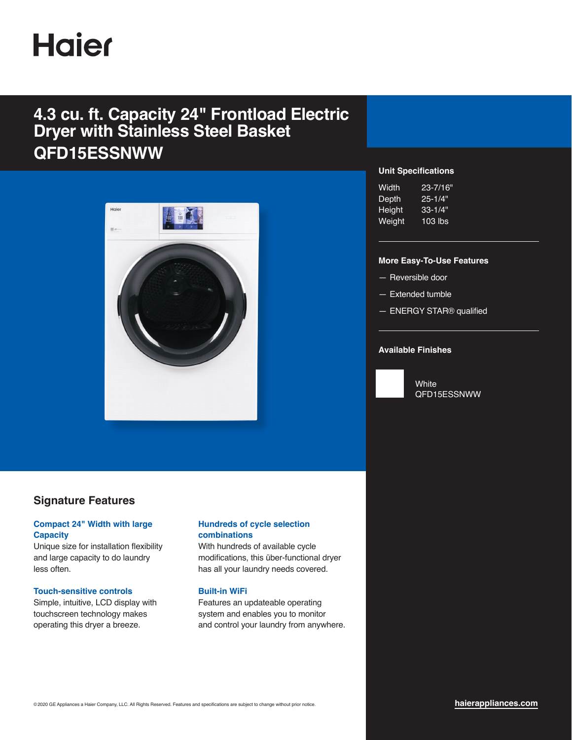Haier

# 4.3 cu. ft. Capacity 24" Frontload Electric Dryer with Stainless Steel Basket

## QFD15ESSNWW

### Unit Specifications

| | |
|---|---|
| Width | 23-7/16" |
| Depth | 25-1/4" |
| Height | 33-1/4" |
| Weight | 103 lbs |

### More Easy-To-Use Features

- Reversible door
- Extended tumble
- ENERGY STAR® qualified

### Available Finishes

White
QFD15ESSNWW

## Signature Features

**Compact 24" Width with large Capacity**
Unique size for installation flexibility and large capacity to do laundry less often.

**Touch-sensitive controls**
Simple, intuitive, LCD display with touchscreen technology makes operating this dryer a breeze.

**Hundreds of cycle selection combinations**
With hundreds of available cycle modifications, this über-functional dryer has all your laundry needs covered.

**Built-in WiFi**
Features an updateable operating system and enables you to monitor and control your laundry from anywhere.

©2020 GE Appliances a Haier Company, LLC. All Rights Reserved. Features and specifications are subject to change without prior notice.

haierappliances.com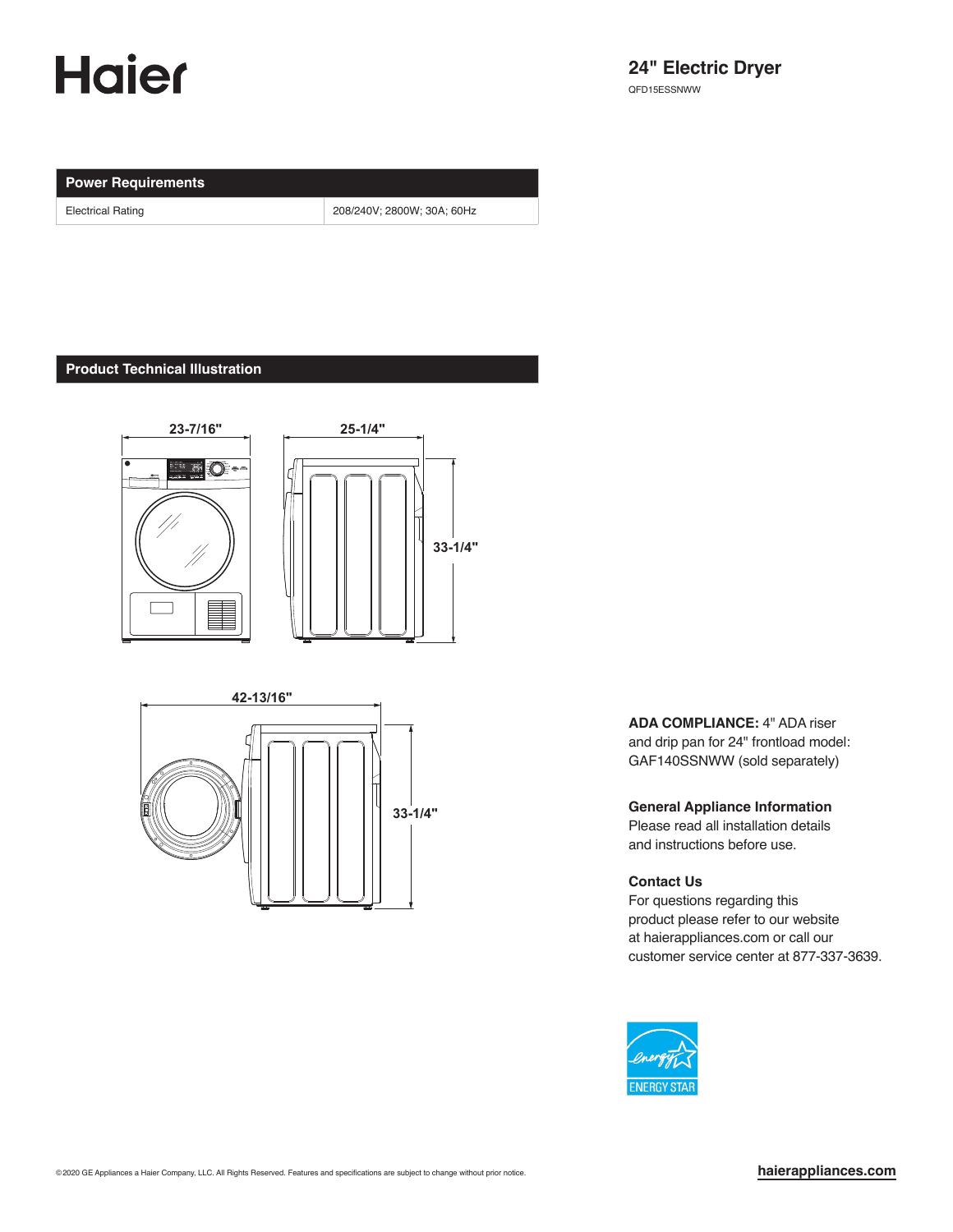# Haier

## 24" Electric Dryer

QFD15ESSNWW

## Power Requirements

| | |
|---|---|
| Electrical Rating | 208/240V; 2800W; 30A; 60Hz |

## Product Technical Illustration

23-7/16"

25-1/4"

33-1/4"

42-13/16"

33-1/4"

**ADA COMPLIANCE:** 4" ADA riser and drip pan for 24" frontload model: GAF140SSNWW (sold separately)

**General Appliance Information**
Please read all installation details and instructions before use.

**Contact Us**
For questions regarding this product please refer to our website at haierappliances.com or call our customer service center at 877-337-3639.

ENERGY STAR

©2020 GE Appliances a Haier Company, LLC. All Rights Reserved. Features and specifications are subject to change without prior notice.

haierappliances.com